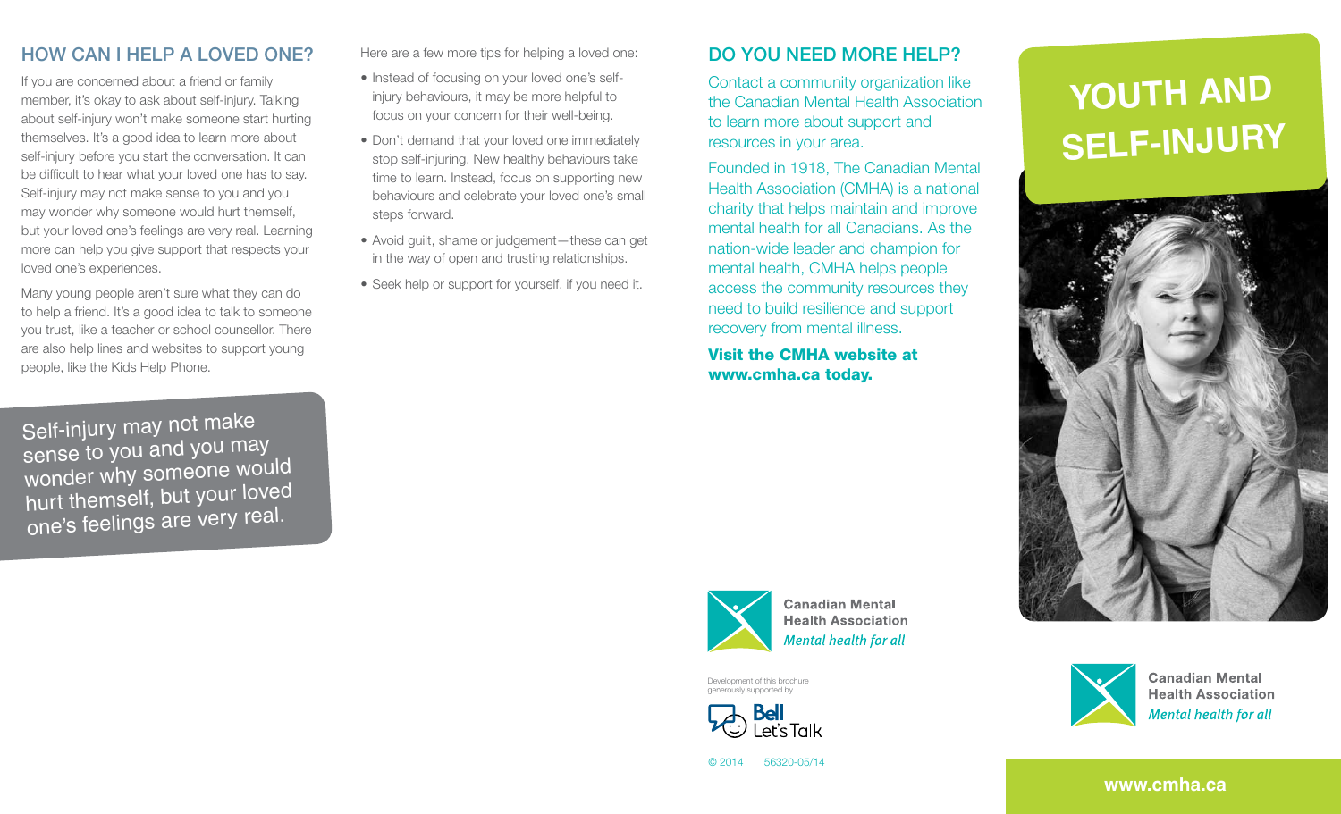## HOW CAN I HELP A LOVED ONE?

If you are concerned about a friend or family member, it's okay to ask about self-injury. Talking about self-injury won't make someone start hurting themselves. It's a good idea to learn more about self-injury before you start the conversation. It can be difficult to hear what your loved one has to say. Self-injury may not make sense to you and you may wonder why someone would hurt themself, but your loved one's feelings are very real. Learning more can help you give support that respects your loved one's experiences.

Many young people aren't sure what they can do to help a friend. It's a good idea to talk to someone you trust, like a teacher or school counsellor. There are also help lines and websites to support young people, like the Kids Help Phone.

Self-injury may not make sense to you and you may wonder why someone would hurt themself, but your loved one's feelings are very real.

Here are a few more tips for helping a loved one:

- Instead of focusing on your loved one's self-injury behaviours, it may be more helpful to focus on your concern for their well-being.
- Don't demand that your loved one immediately stop self-injuring. New healthy behaviours take time to learn. Instead, focus on supporting new behaviours and celebrate your loved one's small steps forward.
- Avoid guilt, shame or judgement—these can get in the way of open and trusting relationships.
- Seek help or support for yourself, if you need it.

## DO YOU NEED MORE HELP?

Contact a community organization like the Canadian Mental Health Association to learn more about support and resources in your area.

Founded in 1918, The Canadian Mental Health Association (CMHA) is a national charity that helps maintain and improve mental health for all Canadians. As the nation-wide leader and champion for mental health, CMHA helps people access the community resources they need to build resilience and support recovery from mental illness.

**Visit the CMHA website at www.cmha.ca today.**

Canadian Mental Health Association
*Mental health for all*

Development of this brochure generously supported by

Bell Let's Talk

© 2014 56320-05/14

# YOUTH AND SELF-INJURY

Canadian Mental Health Association
*Mental health for all*

**www.cmha.ca**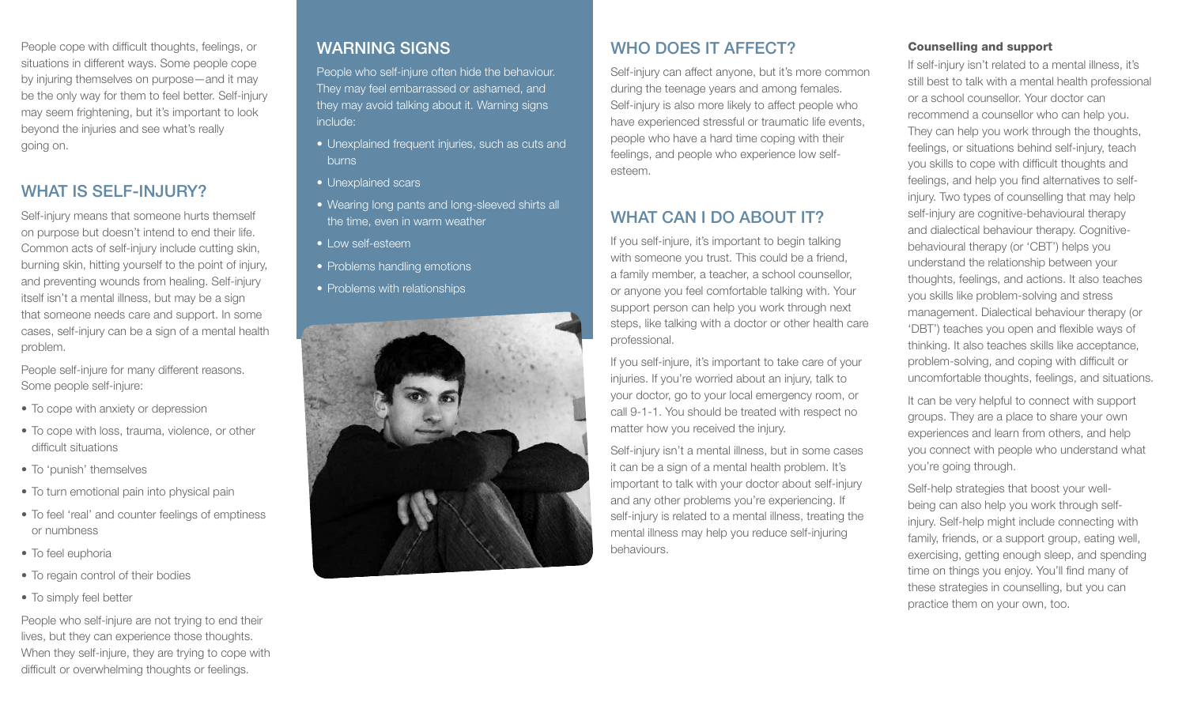People cope with difficult thoughts, feelings, or situations in different ways. Some people cope by injuring themselves on purpose—and it may be the only way for them to feel better. Self-injury may seem frightening, but it's important to look beyond the injuries and see what's really going on.

## WHAT IS SELF-INJURY?

Self-injury means that someone hurts themself on purpose but doesn't intend to end their life. Common acts of self-injury include cutting skin, burning skin, hitting yourself to the point of injury, and preventing wounds from healing. Self-injury itself isn't a mental illness, but may be a sign that someone needs care and support. In some cases, self-injury can be a sign of a mental health problem.

People self-injure for many different reasons. Some people self-injure:

- To cope with anxiety or depression
- To cope with loss, trauma, violence, or other difficult situations
- To 'punish' themselves
- To turn emotional pain into physical pain
- To feel 'real' and counter feelings of emptiness or numbness
- To feel euphoria
- To regain control of their bodies
- To simply feel better

People who self-injure are not trying to end their lives, but they can experience those thoughts. When they self-injure, they are trying to cope with difficult or overwhelming thoughts or feelings.

## WARNING SIGNS

People who self-injure often hide the behaviour. They may feel embarrassed or ashamed, and they may avoid talking about it. Warning signs include:

- Unexplained frequent injuries, such as cuts and burns
- Unexplained scars
- Wearing long pants and long-sleeved shirts all the time, even in warm weather
- Low self-esteem
- Problems handling emotions
- Problems with relationships

## WHO DOES IT AFFECT?

Self-injury can affect anyone, but it's more common during the teenage years and among females. Self-injury is also more likely to affect people who have experienced stressful or traumatic life events, people who have a hard time coping with their feelings, and people who experience low self-esteem.

## WHAT CAN I DO ABOUT IT?

If you self-injure, it's important to begin talking with someone you trust. This could be a friend, a family member, a teacher, a school counsellor, or anyone you feel comfortable talking with. Your support person can help you work through next steps, like talking with a doctor or other health care professional.

If you self-injure, it's important to take care of your injuries. If you're worried about an injury, talk to your doctor, go to your local emergency room, or call 9-1-1. You should be treated with respect no matter how you received the injury.

Self-injury isn't a mental illness, but in some cases it can be a sign of a mental health problem. It's important to talk with your doctor about self-injury and any other problems you're experiencing. If self-injury is related to a mental illness, treating the mental illness may help you reduce self-injuring behaviours.

### Counselling and support

If self-injury isn't related to a mental illness, it's still best to talk with a mental health professional or a school counsellor. Your doctor can recommend a counsellor who can help you. They can help you work through the thoughts, feelings, or situations behind self-injury, teach you skills to cope with difficult thoughts and feelings, and help you find alternatives to self-injury. Two types of counselling that may help self-injury are cognitive-behavioural therapy and dialectical behaviour therapy. Cognitive-behavioural therapy (or 'CBT') helps you understand the relationship between your thoughts, feelings, and actions. It also teaches you skills like problem-solving and stress management. Dialectical behaviour therapy (or 'DBT') teaches you open and flexible ways of thinking. It also teaches skills like acceptance, problem-solving, and coping with difficult or uncomfortable thoughts, feelings, and situations.

It can be very helpful to connect with support groups. They are a place to share your own experiences and learn from others, and help you connect with people who understand what you're going through.

Self-help strategies that boost your well-being can also help you work through self-injury. Self-help might include connecting with family, friends, or a support group, eating well, exercising, getting enough sleep, and spending time on things you enjoy. You'll find many of these strategies in counselling, but you can practice them on your own, too.